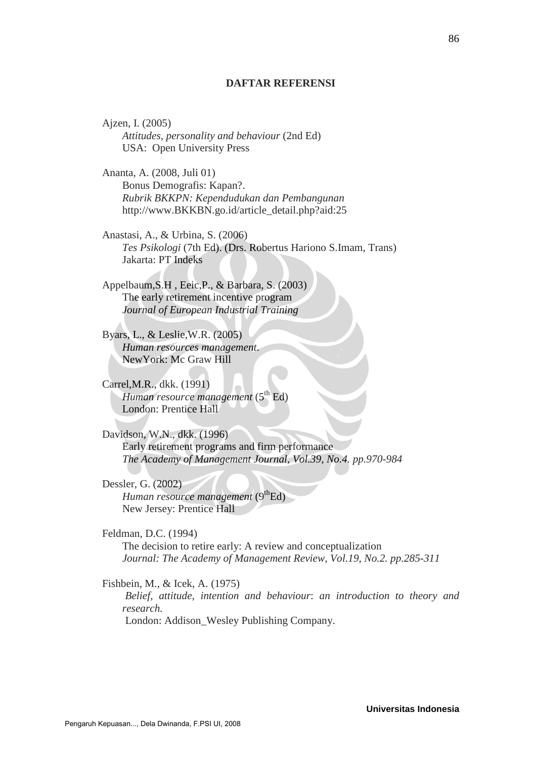## DAFTAR REFERENSI

Ajzen, I. (2005)
*Attitudes, personality and behaviour* (2nd Ed)
USA: Open University Press

Ananta, A. (2008, Juli 01)
Bonus Demografis: Kapan?.
*Rubrik BKKPN: Kependudukan dan Pembangunan*
http://www.BKKBN.go.id/article_detail.php?aid:25

Anastasi, A., & Urbina, S. (2006)
*Tes Psikologi* (7th Ed). (Drs. Robertus Hariono S.Imam, Trans)
Jakarta: PT Indeks

Appelbaum,S.H , Eeic,P., & Barbara, S. (2003)
The early retirement incentive program
*Journal of European Industrial Training*

Byars, L., & Leslie,W.R. (2005)
*Human resources management*.
NewYork: Mc Graw Hill

Carrel,M.R., dkk. (1991)
*Human resource management* (5th Ed)
London: Prentice Hall

Davidson, W.N., dkk. (1996)
Early retirement programs and firm performance
*The Academy of Management Journal, Vol.39, No.4. pp.970-984*

Dessler, G. (2002)
*Human resource management* (9thEd)
New Jersey: Prentice Hall

Feldman, D.C. (1994)
The decision to retire early: A review and conceptualization
*Journal: The Academy of Management Review, Vol.19, No.2. pp.285-311*

Fishbein, M., & Icek, A. (1975)
*Belief, attitude, intention and behaviour*: *an introduction to theory and research.*
London: Addison_Wesley Publishing Company.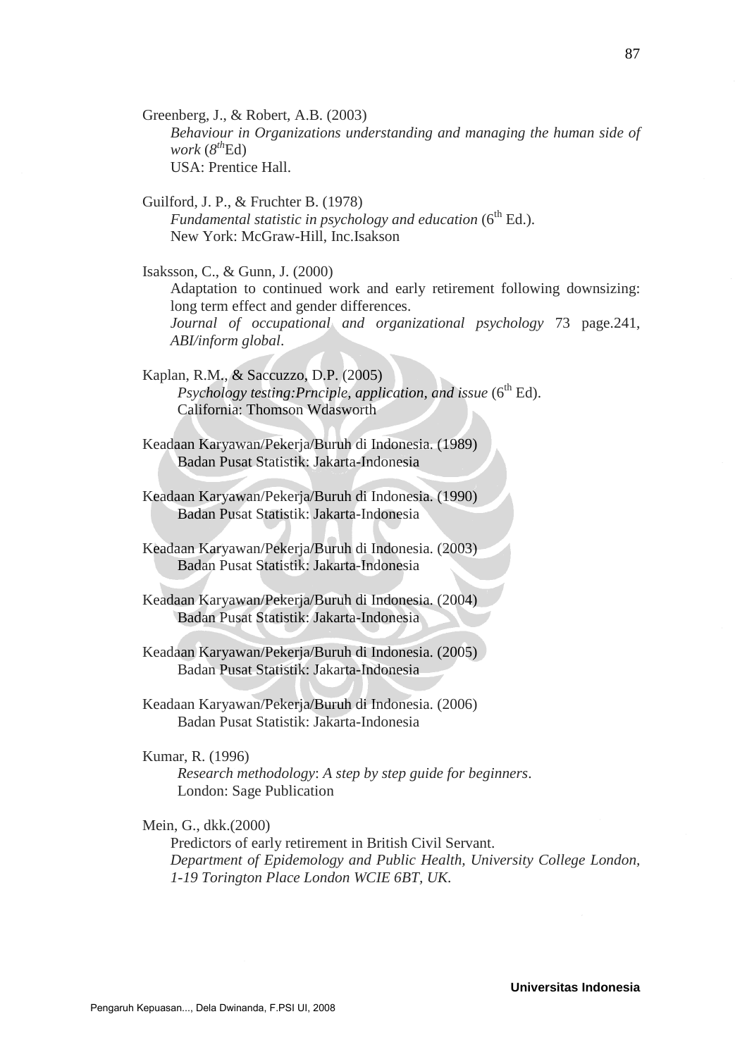Greenberg, J., & Robert, A.B. (2003)
*Behaviour in Organizations understanding and managing the human side of work* ($8^{th}$Ed)
USA: Prentice Hall.

Guilford, J. P., & Fruchter B. (1978)
*Fundamental statistic in psychology and education* ($6^{th}$ Ed.).
New York: McGraw-Hill, Inc.Isakson

Isaksson, C., & Gunn, J. (2000)
Adaptation to continued work and early retirement following downsizing: long term effect and gender differences.
*Journal of occupational and organizational psychology* 73 page.241, *ABI/inform global*.

Kaplan, R.M., & Saccuzzo, D.P. (2005)
*Psychology testing:Prnciple, application, and issue* ($6^{th}$ Ed).
California: Thomson Wdasworth

Keadaan Karyawan/Pekerja/Buruh di Indonesia. (1989)
Badan Pusat Statistik: Jakarta-Indonesia

Keadaan Karyawan/Pekerja/Buruh di Indonesia. (1990)
Badan Pusat Statistik: Jakarta-Indonesia

Keadaan Karyawan/Pekerja/Buruh di Indonesia. (2003)
Badan Pusat Statistik: Jakarta-Indonesia

Keadaan Karyawan/Pekerja/Buruh di Indonesia. (2004)
Badan Pusat Statistik: Jakarta-Indonesia

Keadaan Karyawan/Pekerja/Buruh di Indonesia. (2005)
Badan Pusat Statistik: Jakarta-Indonesia

Keadaan Karyawan/Pekerja/Buruh di Indonesia. (2006)
Badan Pusat Statistik: Jakarta-Indonesia

Kumar, R. (1996)
*Research methodology*: *A step by step guide for beginners*.
London: Sage Publication

Mein, G., dkk.(2000)
Predictors of early retirement in British Civil Servant.
*Department of Epidemology and Public Health, University College London, 1-19 Torington Place London WCIE 6BT, UK.*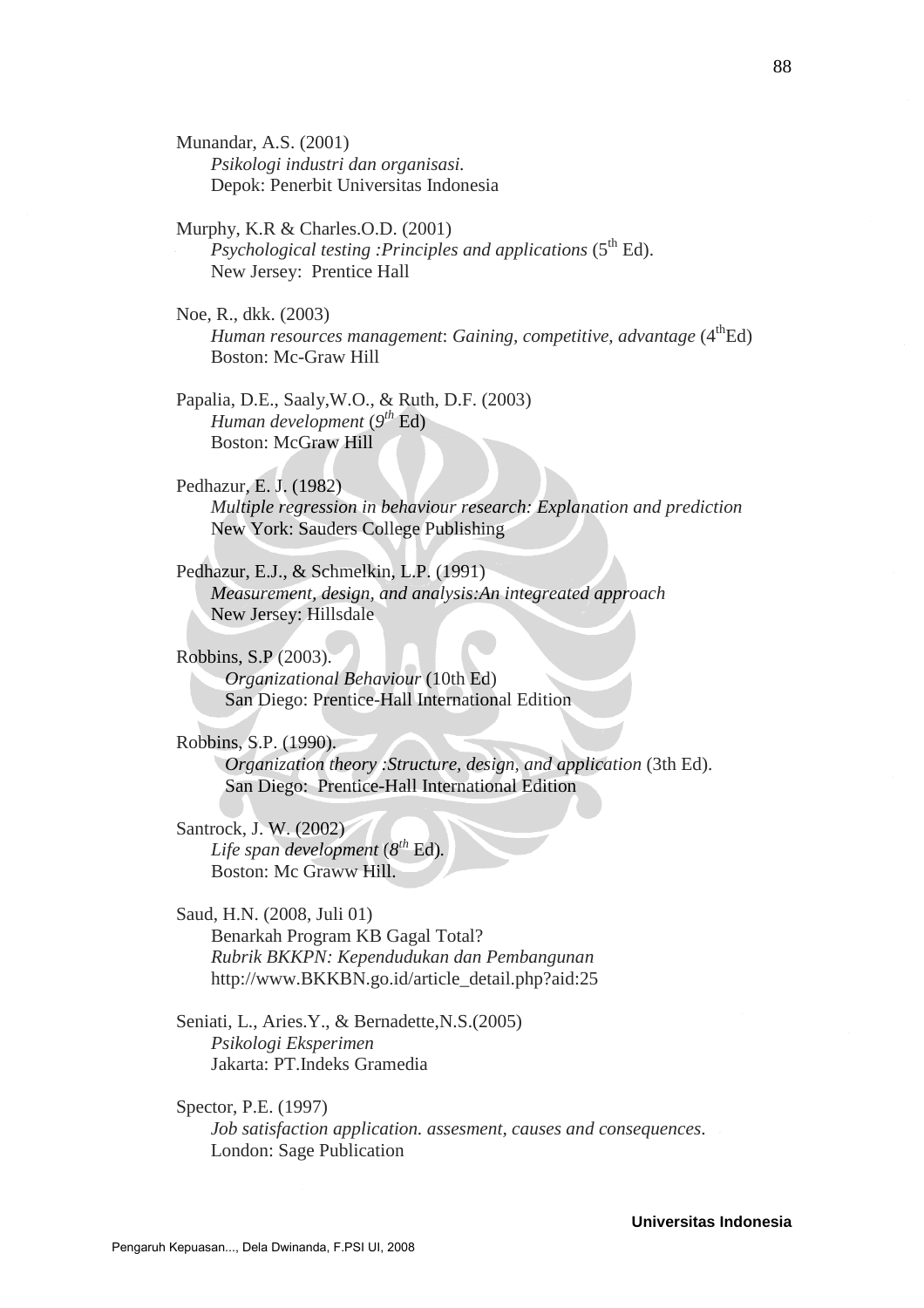Munandar, A.S. (2001)
*Psikologi industri dan organisasi.*
Depok: Penerbit Universitas Indonesia

Murphy, K.R & Charles.O.D. (2001)
*Psychological testing :Principles and applications* (5th Ed).
New Jersey: Prentice Hall

Noe, R., dkk. (2003)
*Human resources management*: *Gaining, competitive, advantage* (4thEd)
Boston: Mc-Graw Hill

Papalia, D.E., Saaly,W.O., & Ruth, D.F. (2003)
*Human development* (*9th* Ed)
Boston: McGraw Hill

Pedhazur, E. J. (1982)
*Multiple regression in behaviour research: Explanation and prediction*
New York: Sauders College Publishing

Pedhazur, E.J., & Schmelkin, L.P. (1991)
*Measurement, design, and analysis:An integreated approach*
New Jersey: Hillsdale

Robbins, S.P (2003).
*Organizational Behaviour* (10th Ed)
San Diego: Prentice-Hall International Edition

Robbins, S.P. (1990).
*Organization theory :Structure, design, and application* (3th Ed).
San Diego: Prentice-Hall International Edition

Santrock, J. W. (2002)
*Life span development* (*8th* Ed).
Boston: Mc Graww Hill.

Saud, H.N. (2008, Juli 01)
Benarkah Program KB Gagal Total?
*Rubrik BKKPN: Kependudukan dan Pembangunan*
http://www.BKKBN.go.id/article_detail.php?aid:25

Seniati, L., Aries.Y., & Bernadette,N.S.(2005)
*Psikologi Eksperimen*
Jakarta: PT.Indeks Gramedia

Spector, P.E. (1997)
*Job satisfaction application. assesment, causes and consequences.*
London: Sage Publication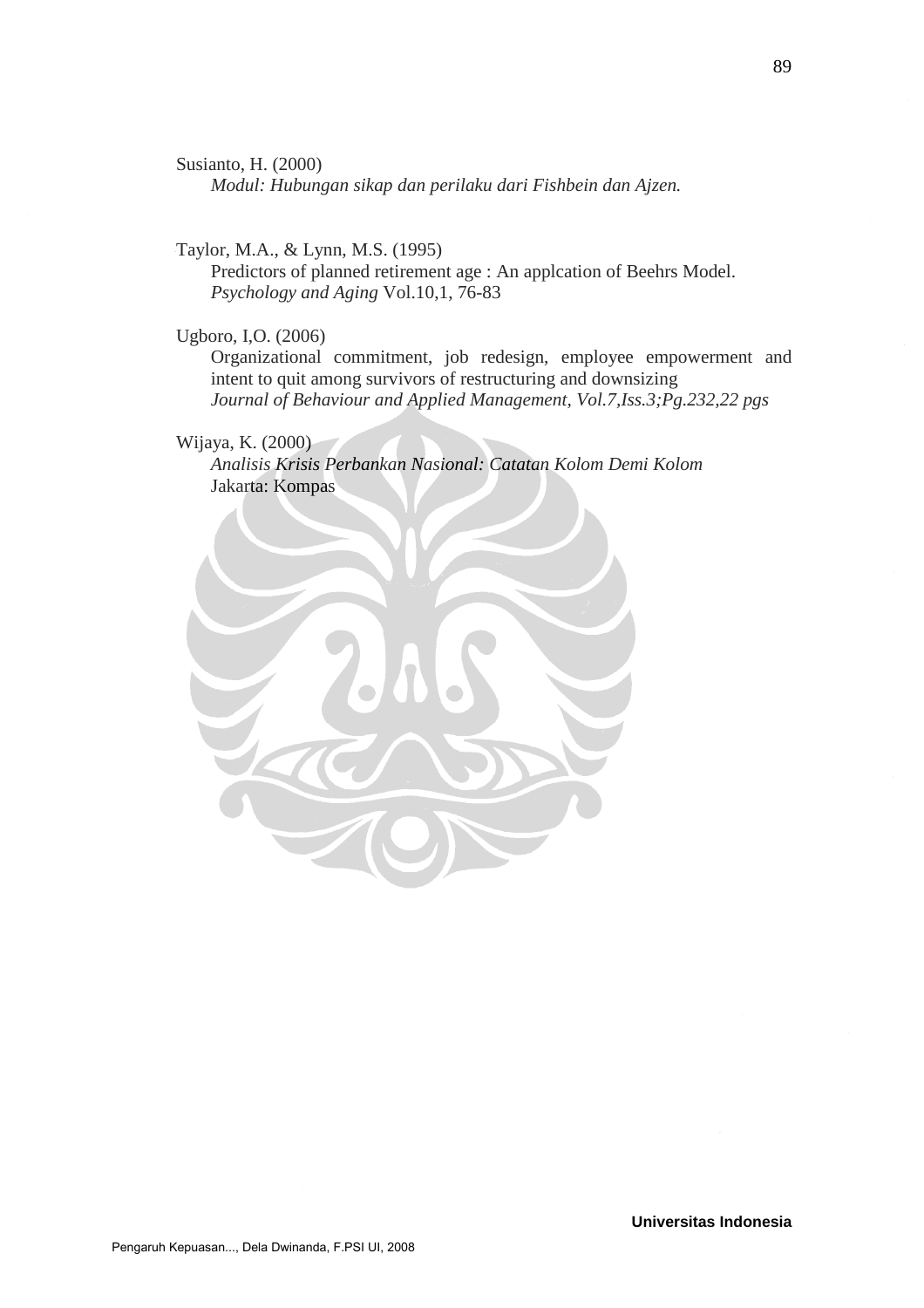Susianto, H. (2000)
*Modul: Hubungan sikap dan perilaku dari Fishbein dan Ajzen.*

Taylor, M.A., & Lynn, M.S. (1995)
Predictors of planned retirement age : An applcation of Beehrs Model.
*Psychology and Aging* Vol.10,1, 76-83

Ugboro, I,O. (2006)
Organizational commitment, job redesign, employee empowerment and intent to quit among survivors of restructuring and downsizing
*Journal of Behaviour and Applied Management, Vol.7,Iss.3;Pg.232,22 pgs*

Wijaya, K. (2000)
*Analisis Krisis Perbankan Nasional: Catatan Kolom Demi Kolom*
Jakarta: Kompas